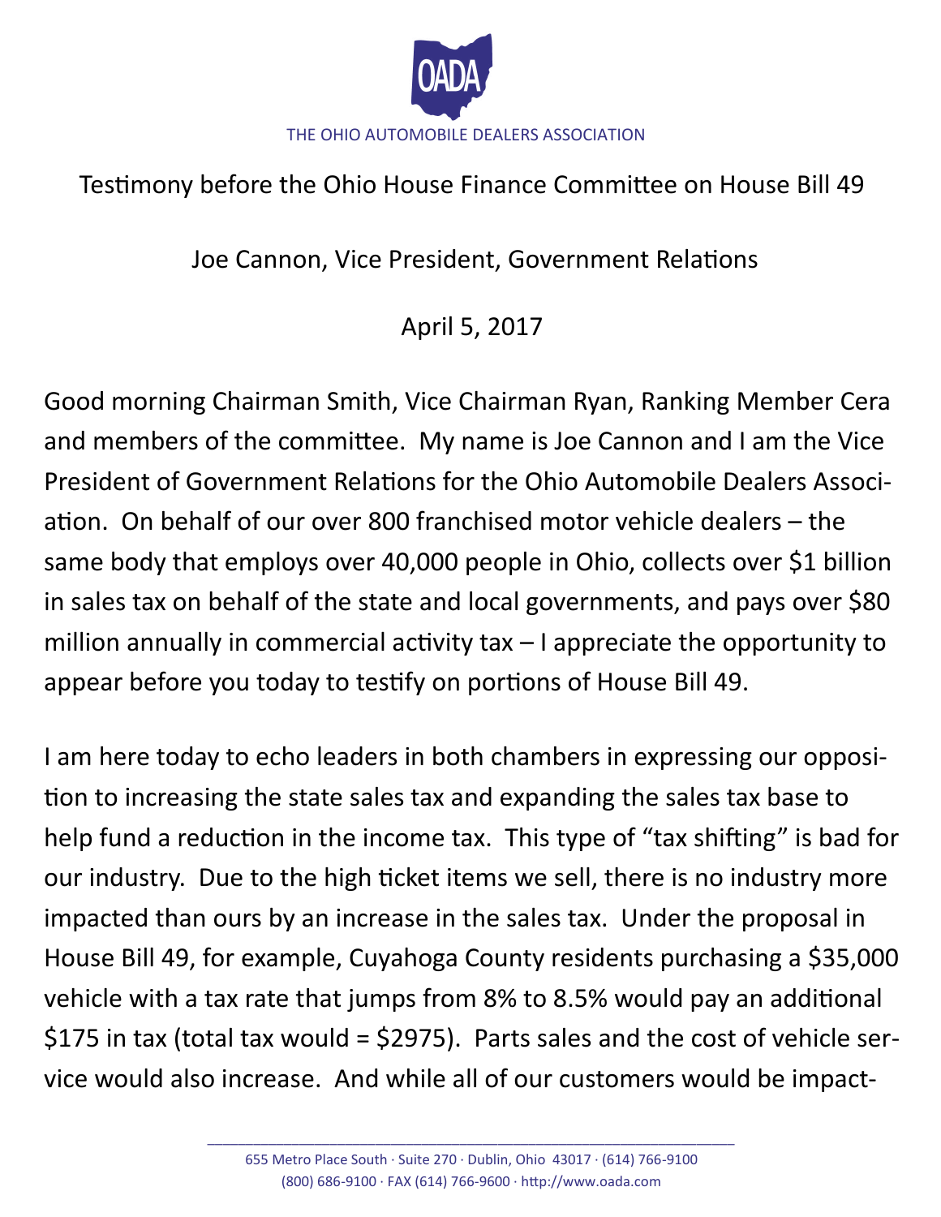THE OHIO AUTOMOBILE DEALERS ASSOCIATION

Testimony before the Ohio House Finance Committee on House Bill 49

Joe Cannon, Vice President, Government Relations

April 5, 2017

Good morning Chairman Smith, Vice Chairman Ryan, Ranking Member Cera and members of the committee. My name is Joe Cannon and I am the Vice President of Government Relations for the Ohio Automobile Dealers Association. On behalf of our over 800 franchised motor vehicle dealers – the same body that employs over 40,000 people in Ohio, collects over $1 billion in sales tax on behalf of the state and local governments, and pays over $80 million annually in commercial activity tax – I appreciate the opportunity to appear before you today to testify on portions of House Bill 49.

I am here today to echo leaders in both chambers in expressing our opposition to increasing the state sales tax and expanding the sales tax base to help fund a reduction in the income tax. This type of "tax shifting" is bad for our industry. Due to the high ticket items we sell, there is no industry more impacted than ours by an increase in the sales tax. Under the proposal in House Bill 49, for example, Cuyahoga County residents purchasing a $35,000 vehicle with a tax rate that jumps from 8% to 8.5% would pay an additional $175 in tax (total tax would = $2975). Parts sales and the cost of vehicle service would also increase. And while all of our customers would be impact-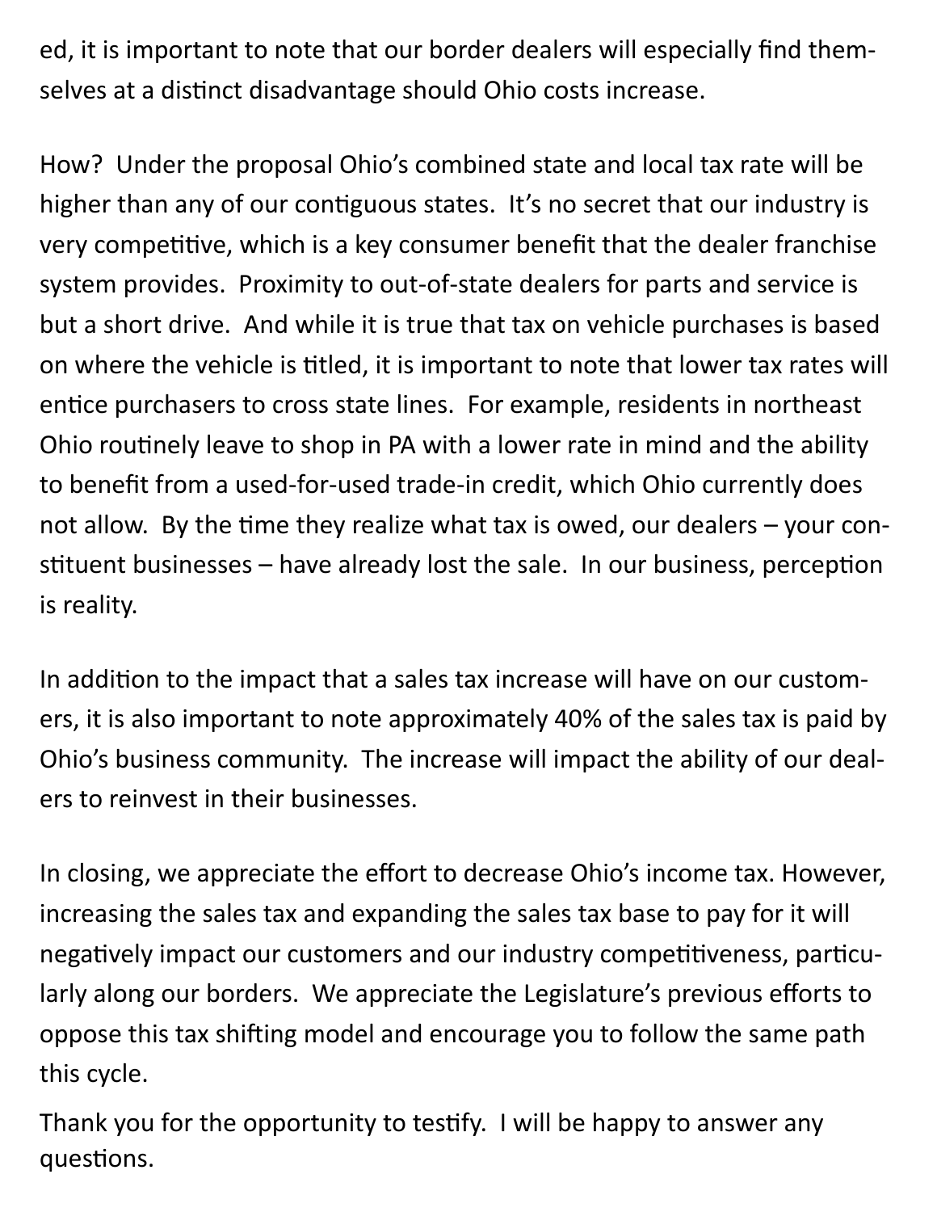ed, it is important to note that our border dealers will especially find themselves at a distinct disadvantage should Ohio costs increase.

How? Under the proposal Ohio's combined state and local tax rate will be higher than any of our contiguous states. It's no secret that our industry is very competitive, which is a key consumer benefit that the dealer franchise system provides. Proximity to out-of-state dealers for parts and service is but a short drive. And while it is true that tax on vehicle purchases is based on where the vehicle is titled, it is important to note that lower tax rates will entice purchasers to cross state lines. For example, residents in northeast Ohio routinely leave to shop in PA with a lower rate in mind and the ability to benefit from a used-for-used trade-in credit, which Ohio currently does not allow. By the time they realize what tax is owed, our dealers – your constituent businesses – have already lost the sale. In our business, perception is reality.

In addition to the impact that a sales tax increase will have on our customers, it is also important to note approximately 40% of the sales tax is paid by Ohio's business community. The increase will impact the ability of our dealers to reinvest in their businesses.

In closing, we appreciate the effort to decrease Ohio's income tax. However, increasing the sales tax and expanding the sales tax base to pay for it will negatively impact our customers and our industry competitiveness, particularly along our borders. We appreciate the Legislature's previous efforts to oppose this tax shifting model and encourage you to follow the same path this cycle.

Thank you for the opportunity to testify. I will be happy to answer any questions.